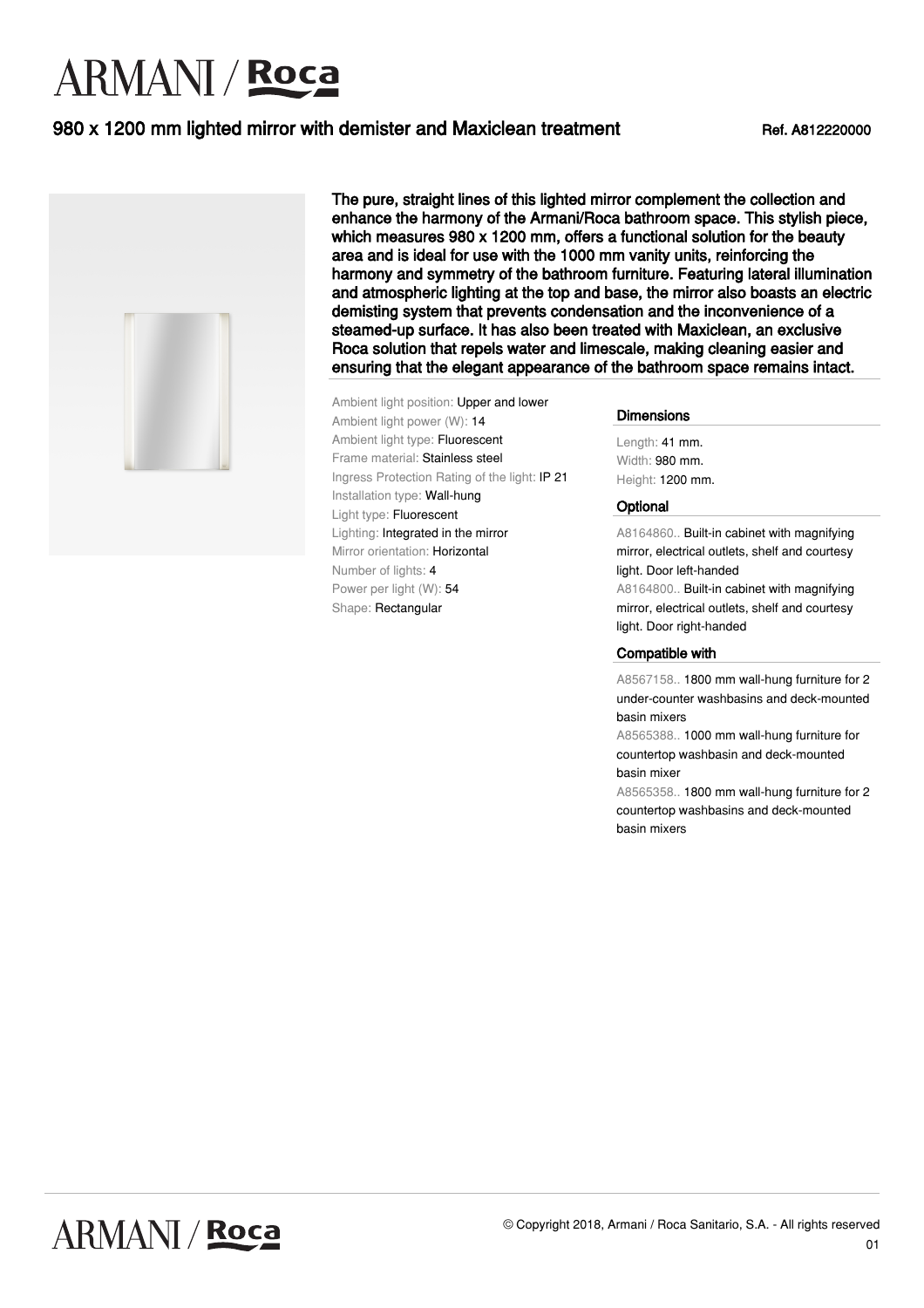# ARMANI / Roca

## 980 x 1200 mm lighted mirror with demister and Maxiclean treatment

Ref. A812220000

**The pure, straight lines of this lighted mirror complement the collection and enhance the harmony of the Armani/Roca bathroom space. This stylish piece, which measures 980 x 1200 mm, offers a functional solution for the beauty area and is ideal for use with the 1000 mm vanity units, reinforcing the harmony and symmetry of the bathroom furniture. Featuring lateral illumination and atmospheric lighting at the top and base, the mirror also boasts an electric demisting system that prevents condensation and the inconvenience of a steamed-up surface. It has also been treated with Maxiclean, an exclusive Roca solution that repels water and limescale, making cleaning easier and ensuring that the elegant appearance of the bathroom space remains intact.**

Ambient light position: Upper and lower
Ambient light power (W): 14
Ambient light type: Fluorescent
Frame material: Stainless steel
Ingress Protection Rating of the light: IP 21
Installation type: Wall-hung
Light type: Fluorescent
Lighting: Integrated in the mirror
Mirror orientation: Horizontal
Number of lights: 4
Power per light (W): 54
Shape: Rectangular

### Dimensions

Length: 41 mm.
Width: 980 mm.
Height: 1200 mm.

### Optional

A8164860.. Built-in cabinet with magnifying mirror, electrical outlets, shelf and courtesy light. Door left-handed
A8164800.. Built-in cabinet with magnifying mirror, electrical outlets, shelf and courtesy light. Door right-handed

### Compatible with

A8567158.. 1800 mm wall-hung furniture for 2 under-counter washbasins and deck-mounted basin mixers
A8565388.. 1000 mm wall-hung furniture for countertop washbasin and deck-mounted basin mixer
A8565358.. 1800 mm wall-hung furniture for 2 countertop washbasins and deck-mounted basin mixers

© Copyright 2018, Armani / Roca Sanitario, S.A. - All rights reserved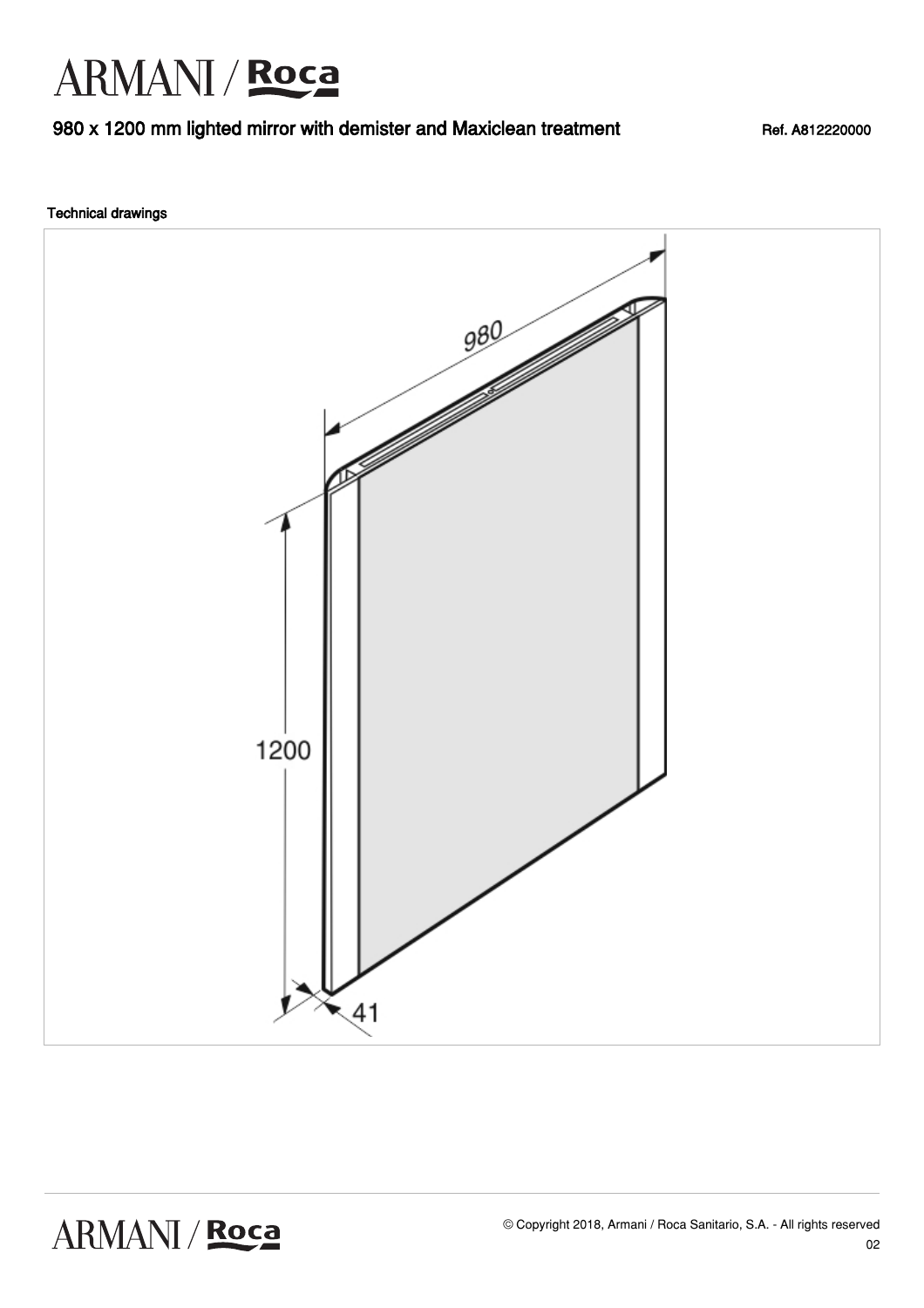# 980 x 1200 mm lighted mirror with demister and Maxiclean treatment

Ref. A812220000

## Technical drawings

980

1200

41